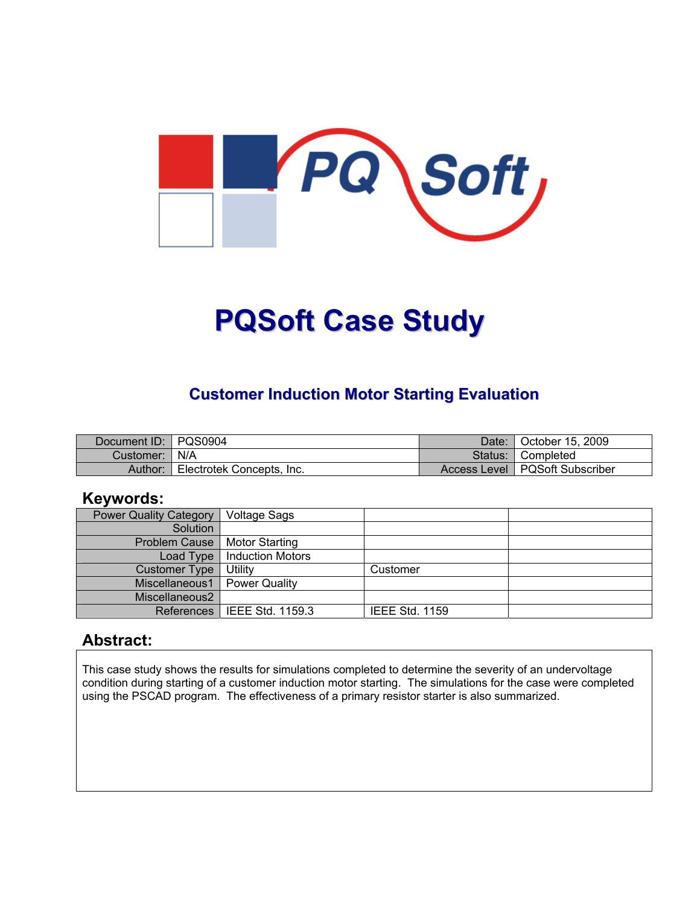# PQSoft Case Study

## Customer Induction Motor Starting Evaluation

| Document ID: | PQS0904 | Date: | October 15, 2009 |
|---|---|---|---|
| Customer: | N/A | Status: | Completed |
| Author: | Electrotek Concepts, Inc. | Access Level | PQSoft Subscriber |

## Keywords:

| Power Quality Category | Voltage Sags | | |
|---|---|---|---|
| Solution | | | |
| Problem Cause | Motor Starting | | |
| Load Type | Induction Motors | | |
| Customer Type | Utility | Customer | |
| Miscellaneous1 | Power Quality | | |
| Miscellaneous2 | | | |
| References | IEEE Std. 1159.3 | IEEE Std. 1159 | |

## Abstract:

This case study shows the results for simulations completed to determine the severity of an undervoltage condition during starting of a customer induction motor starting. The simulations for the case were completed using the PSCAD program. The effectiveness of a primary resistor starter is also summarized.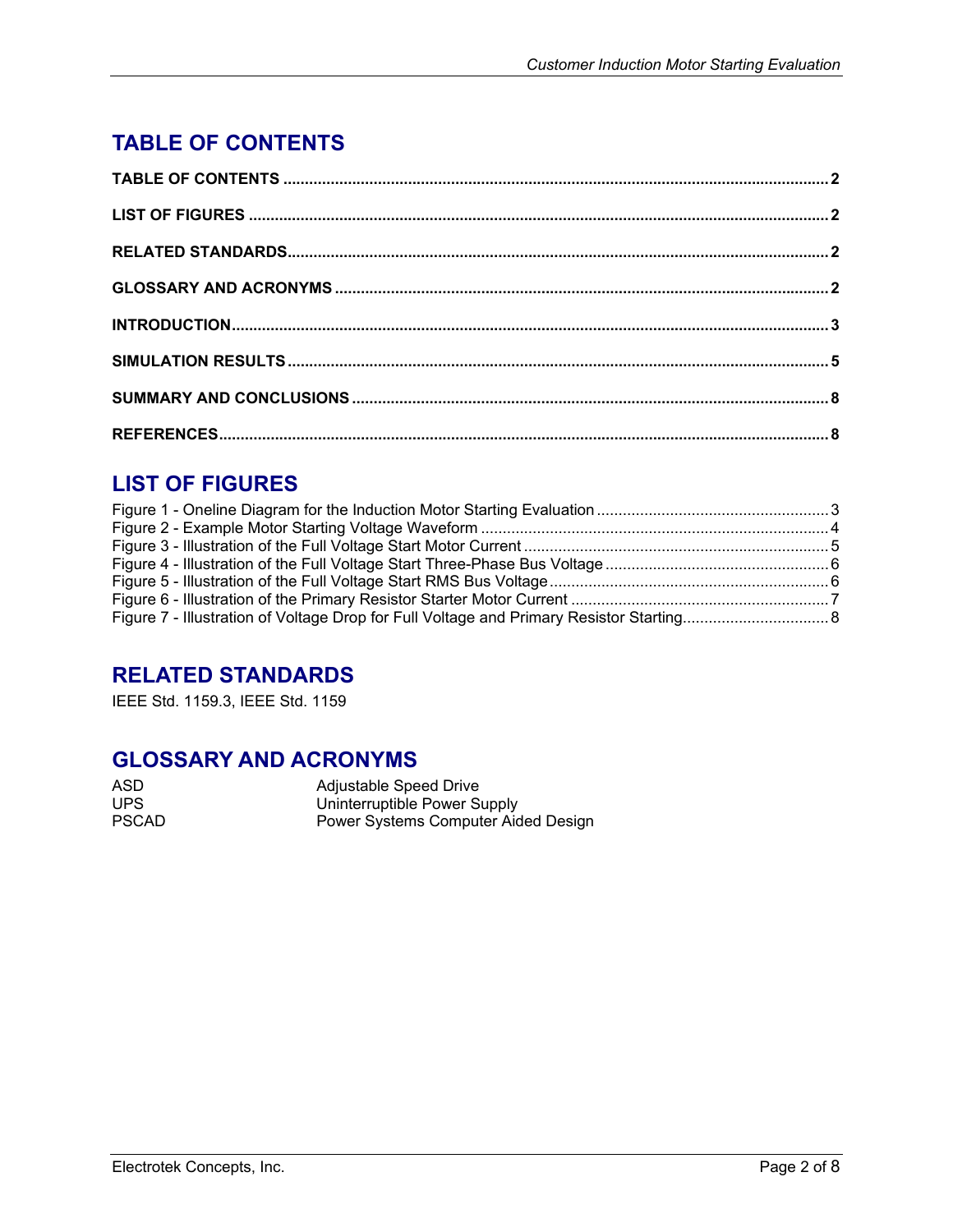# TABLE OF CONTENTS

**TABLE OF CONTENTS ............................................................................................................................. 2**

**LIST OF FIGURES ..................................................................................................................................... 2**

**RELATED STANDARDS............................................................................................................................ 2**

**GLOSSARY AND ACRONYMS ................................................................................................................. 2**

**INTRODUCTION......................................................................................................................................... 3**

**SIMULATION RESULTS ............................................................................................................................ 5**

**SUMMARY AND CONCLUSIONS ............................................................................................................. 8**

**REFERENCES............................................................................................................................................ 8**

# LIST OF FIGURES

Figure 1 - Oneline Diagram for the Induction Motor Starting Evaluation ...................................................... 3
Figure 2 - Example Motor Starting Voltage Waveform ................................................................................ 4
Figure 3 - Illustration of the Full Voltage Start Motor Current ...................................................................... 5
Figure 4 - Illustration of the Full Voltage Start Three-Phase Bus Voltage ................................................... 6
Figure 5 - Illustration of the Full Voltage Start RMS Bus Voltage ................................................................ 6
Figure 6 - Illustration of the Primary Resistor Starter Motor Current ........................................................... 7
Figure 7 - Illustration of Voltage Drop for Full Voltage and Primary Resistor Starting................................. 8

# RELATED STANDARDS

IEEE Std. 1159.3, IEEE Std. 1159

# GLOSSARY AND ACRONYMS

| | |
|---|---|
| ASD | Adjustable Speed Drive |
| UPS | Uninterruptible Power Supply |
| PSCAD | Power Systems Computer Aided Design |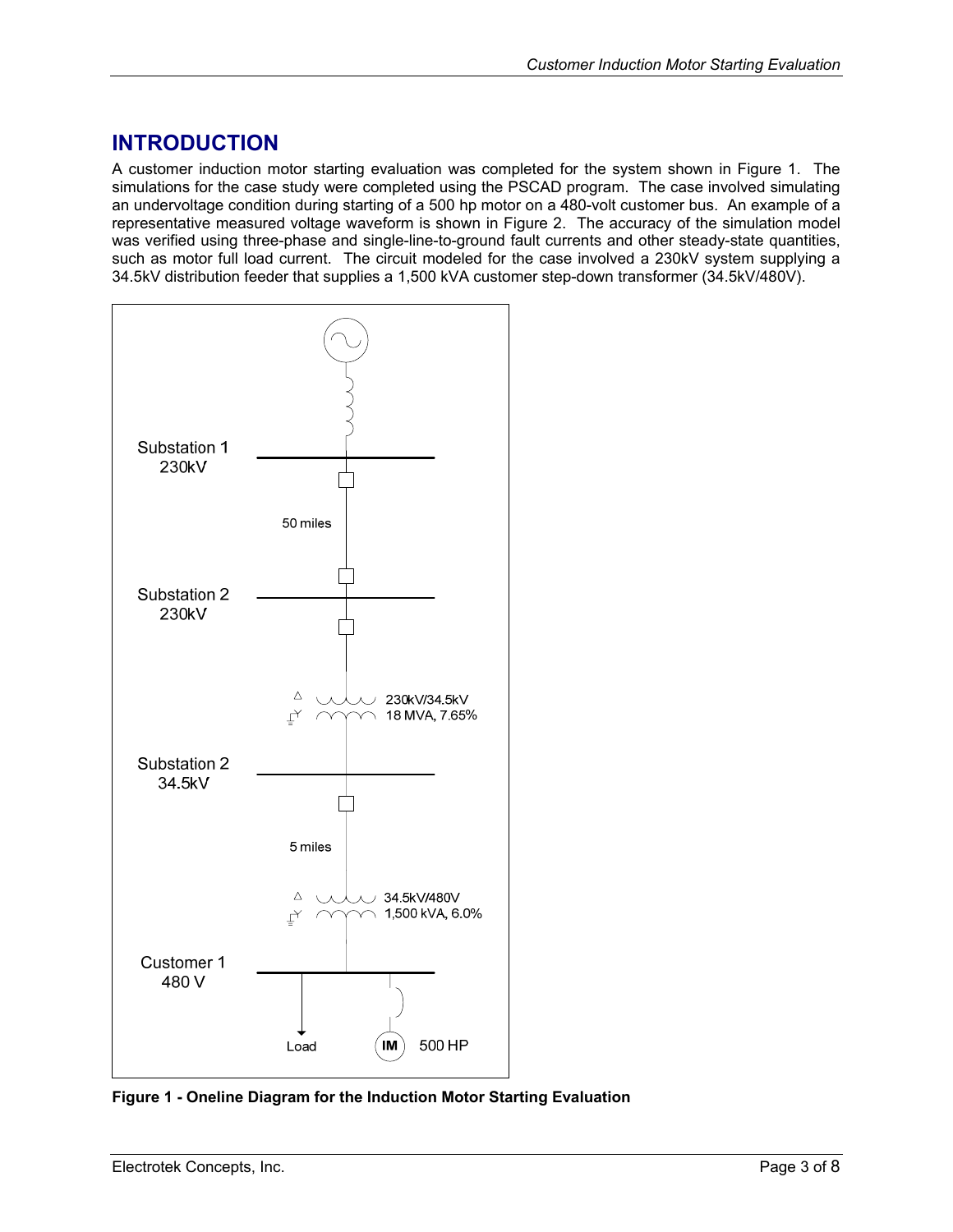## INTRODUCTION

A customer induction motor starting evaluation was completed for the system shown in Figure 1. The simulations for the case study were completed using the PSCAD program. The case involved simulating an undervoltage condition during starting of a 500 hp motor on a 480-volt customer bus. An example of a representative measured voltage waveform is shown in Figure 2. The accuracy of the simulation model was verified using three-phase and single-line-to-ground fault currents and other steady-state quantities, such as motor full load current. The circuit modeled for the case involved a 230kV system supplying a 34.5kV distribution feeder that supplies a 1,500 kVA customer step-down transformer (34.5kV/480V).

**Figure 1 - Oneline Diagram for the Induction Motor Starting Evaluation**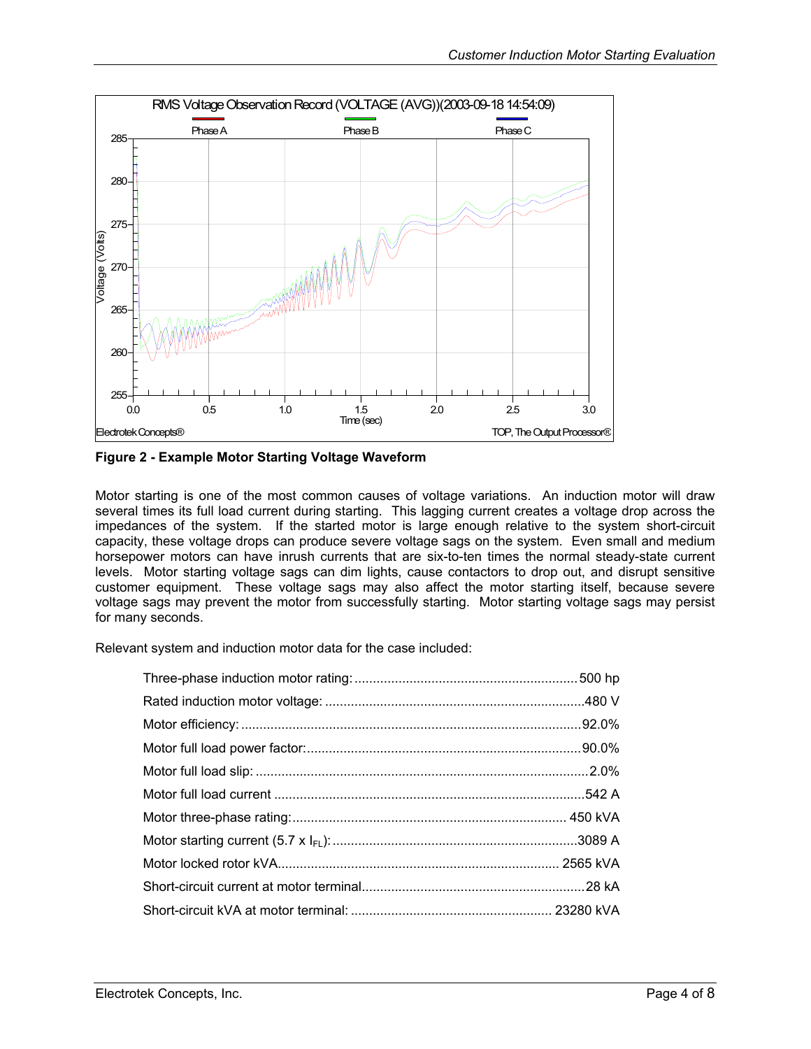**Figure 2 - Example Motor Starting Voltage Waveform**

Motor starting is one of the most common causes of voltage variations. An induction motor will draw several times its full load current during starting. This lagging current creates a voltage drop across the impedances of the system. If the started motor is large enough relative to the system short-circuit capacity, these voltage drops can produce severe voltage sags on the system. Even small and medium horsepower motors can have inrush currents that are six-to-ten times the normal steady-state current levels. Motor starting voltage sags can dim lights, cause contactors to drop out, and disrupt sensitive customer equipment. These voltage sags may also affect the motor starting itself, because severe voltage sags may prevent the motor from successfully starting. Motor starting voltage sags may persist for many seconds.

Relevant system and induction motor data for the case included:

- Three-phase induction motor rating: ........ 500 hp
- Rated induction motor voltage: ........ 480 V
- Motor efficiency: ........ 92.0%
- Motor full load power factor: ........ 90.0%
- Motor full load slip: ........ 2.0%
- Motor full load current ........ 542 A
- Motor three-phase rating: ........ 450 kVA
- Motor starting current (5.7 x $I_{FL}$): ........ 3089 A
- Motor locked rotor kVA ........ 2565 kVA
- Short-circuit current at motor terminal ........ 28 kA
- Short-circuit kVA at motor terminal: ........ 23280 kVA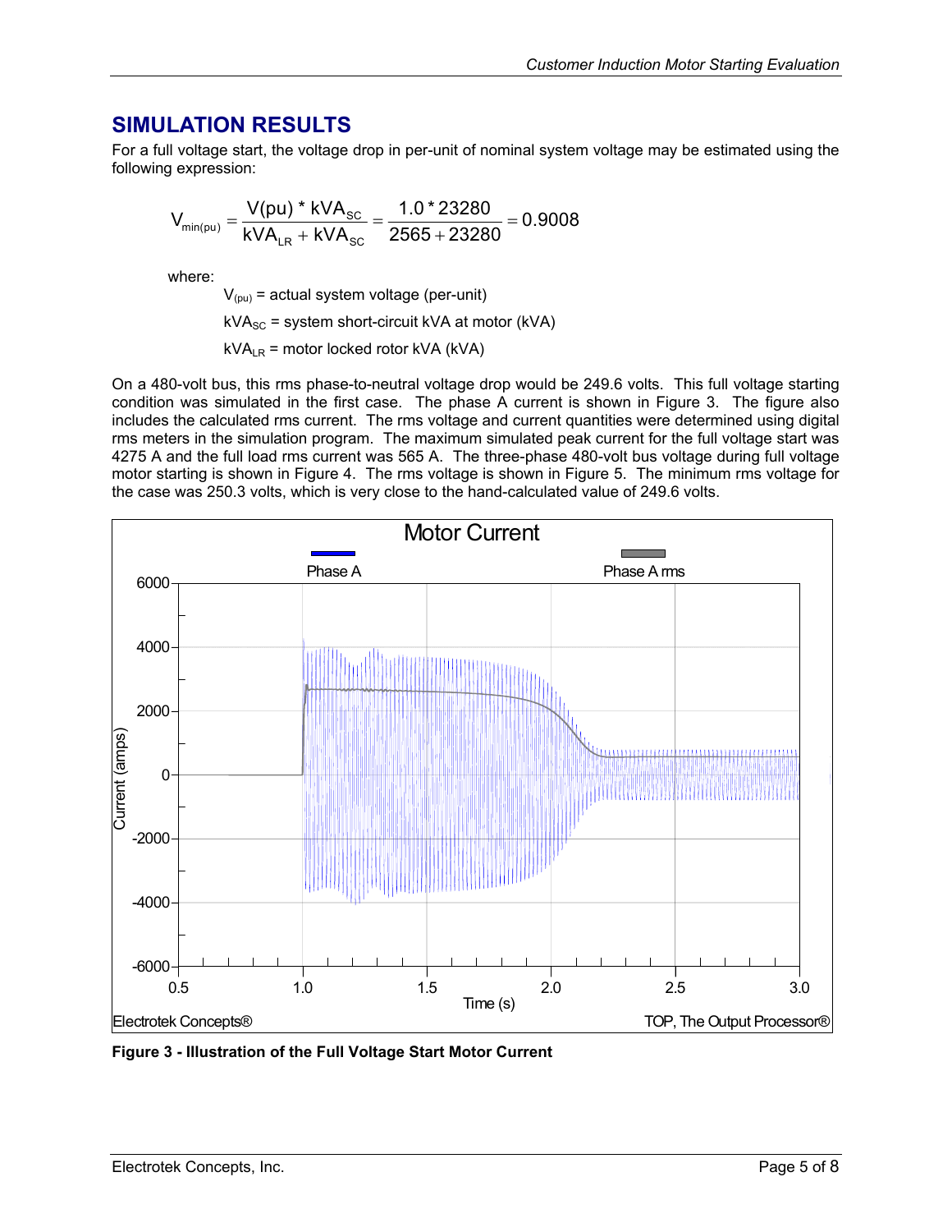## SIMULATION RESULTS

For a full voltage start, the voltage drop in per-unit of nominal system voltage may be estimated using the following expression:

$$V_{min(pu)} = \frac{V(pu) * kVA_{SC}}{kVA_{LR} + kVA_{SC}} = \frac{1.0 * 23280}{2565 + 23280} = 0.9008$$

where:

$V_{(pu)}$ = actual system voltage (per-unit)

$kVA_{SC}$ = system short-circuit kVA at motor (kVA)

$kVA_{LR}$ = motor locked rotor kVA (kVA)

On a 480-volt bus, this rms phase-to-neutral voltage drop would be 249.6 volts. This full voltage starting condition was simulated in the first case. The phase A current is shown in Figure 3. The figure also includes the calculated rms current. The rms voltage and current quantities were determined using digital rms meters in the simulation program. The maximum simulated peak current for the full voltage start was 4275 A and the full load rms current was 565 A. The three-phase 480-volt bus voltage during full voltage motor starting is shown in Figure 4. The rms voltage is shown in Figure 5. The minimum rms voltage for the case was 250.3 volts, which is very close to the hand-calculated value of 249.6 volts.

**Figure 3 - Illustration of the Full Voltage Start Motor Current**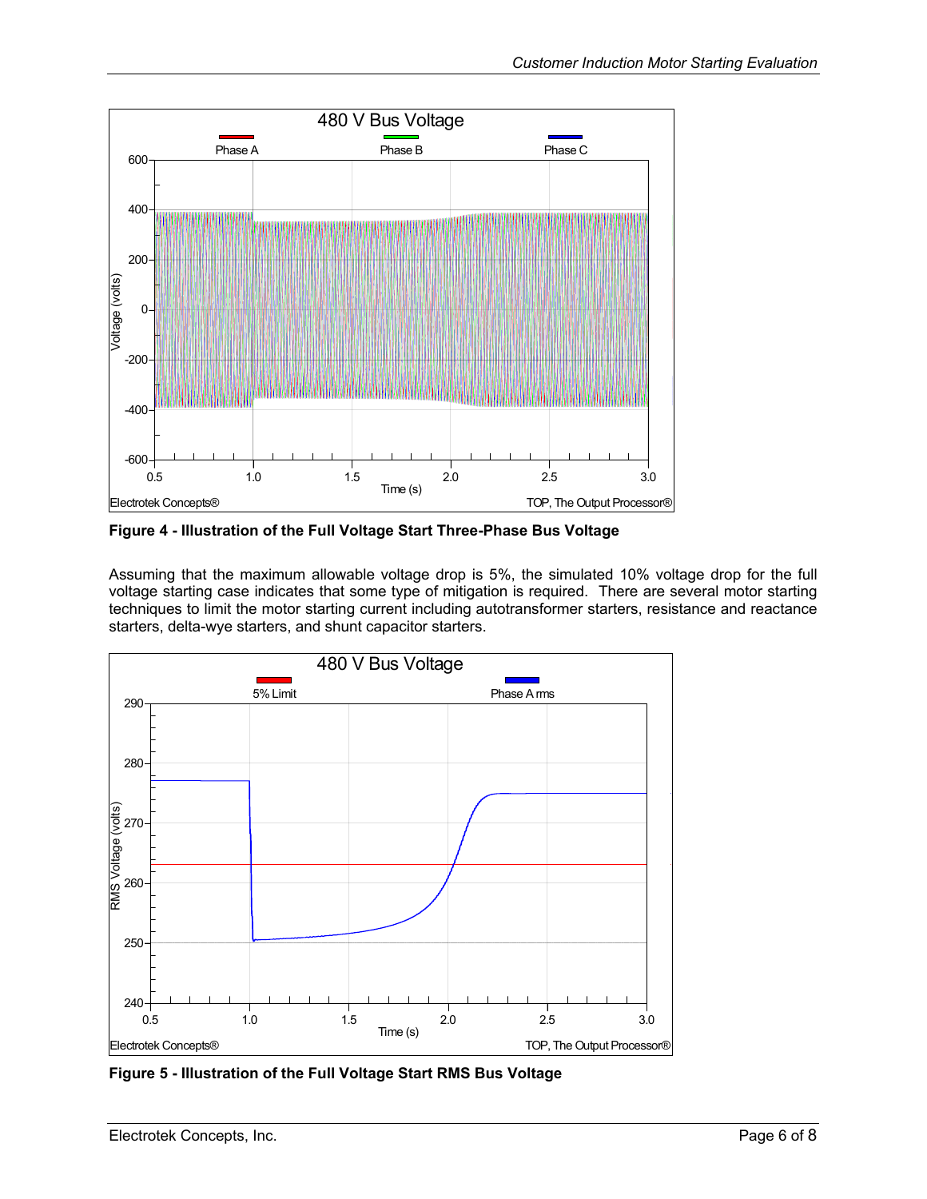**Figure 4 - Illustration of the Full Voltage Start Three-Phase Bus Voltage**

Assuming that the maximum allowable voltage drop is 5%, the simulated 10% voltage drop for the full voltage starting case indicates that some type of mitigation is required. There are several motor starting techniques to limit the motor starting current including autotransformer starters, resistance and reactance starters, delta-wye starters, and shunt capacitor starters.

**Figure 5 - Illustration of the Full Voltage Start RMS Bus Voltage**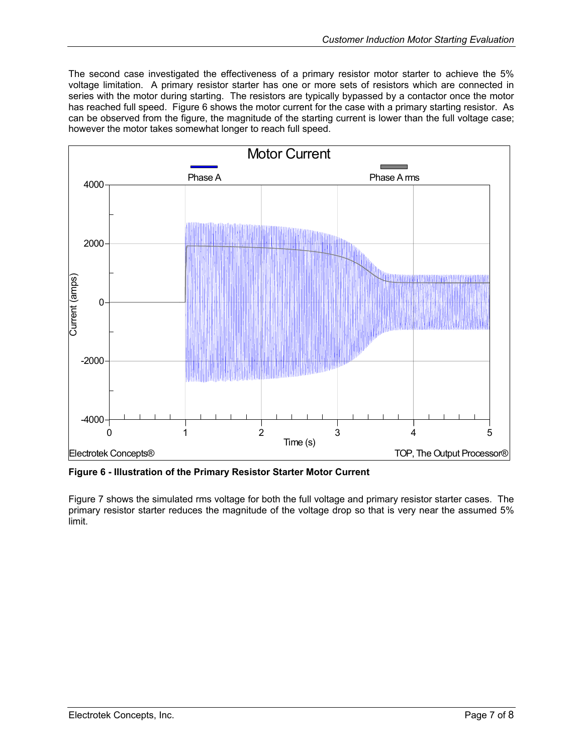The second case investigated the effectiveness of a primary resistor motor starter to achieve the 5% voltage limitation. A primary resistor starter has one or more sets of resistors which are connected in series with the motor during starting. The resistors are typically bypassed by a contactor once the motor has reached full speed. Figure 6 shows the motor current for the case with a primary starting resistor. As can be observed from the figure, the magnitude of the starting current is lower than the full voltage case; however the motor takes somewhat longer to reach full speed.

**Figure 6 - Illustration of the Primary Resistor Starter Motor Current**

Figure 7 shows the simulated rms voltage for both the full voltage and primary resistor starter cases. The primary resistor starter reduces the magnitude of the voltage drop so that is very near the assumed 5% limit.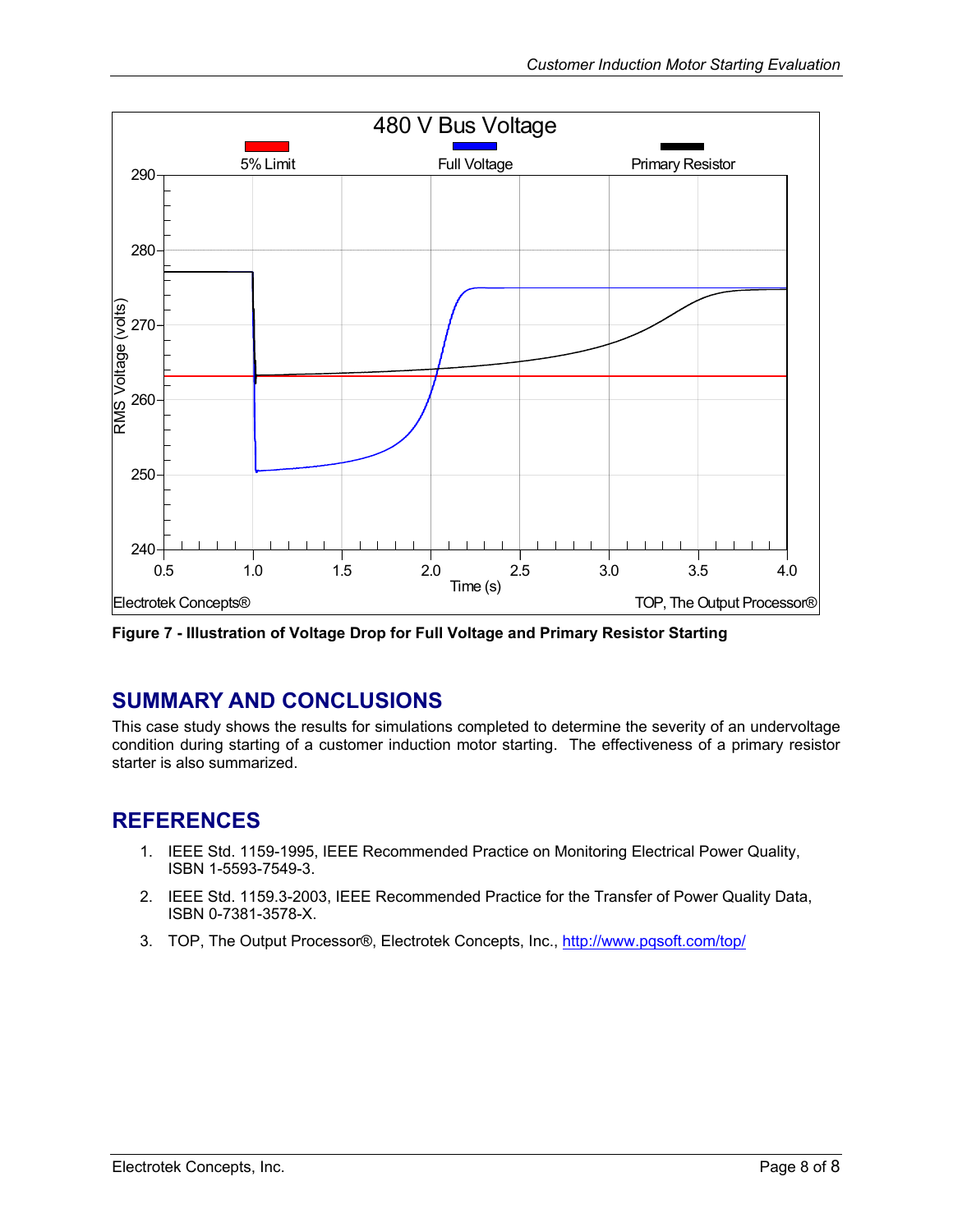480 V Bus Voltage

5% Limit

Full Voltage

Primary Resistor

RMS Voltage (volts)

290
280
270
260
250
240

0.5
1.0
1.5
2.0
2.5
3.0
3.5
4.0

Time (s)

Electrotek Concepts®

TOP, The Output Processor®

**Figure 7 - Illustration of Voltage Drop for Full Voltage and Primary Resistor Starting**

## SUMMARY AND CONCLUSIONS

This case study shows the results for simulations completed to determine the severity of an undervoltage condition during starting of a customer induction motor starting. The effectiveness of a primary resistor starter is also summarized.

## REFERENCES

1. IEEE Std. 1159-1995, IEEE Recommended Practice on Monitoring Electrical Power Quality, ISBN 1-5593-7549-3.
2. IEEE Std. 1159.3-2003, IEEE Recommended Practice for the Transfer of Power Quality Data, ISBN 0-7381-3578-X.
3. TOP, The Output Processor®, Electrotek Concepts, Inc., http://www.pqsoft.com/top/